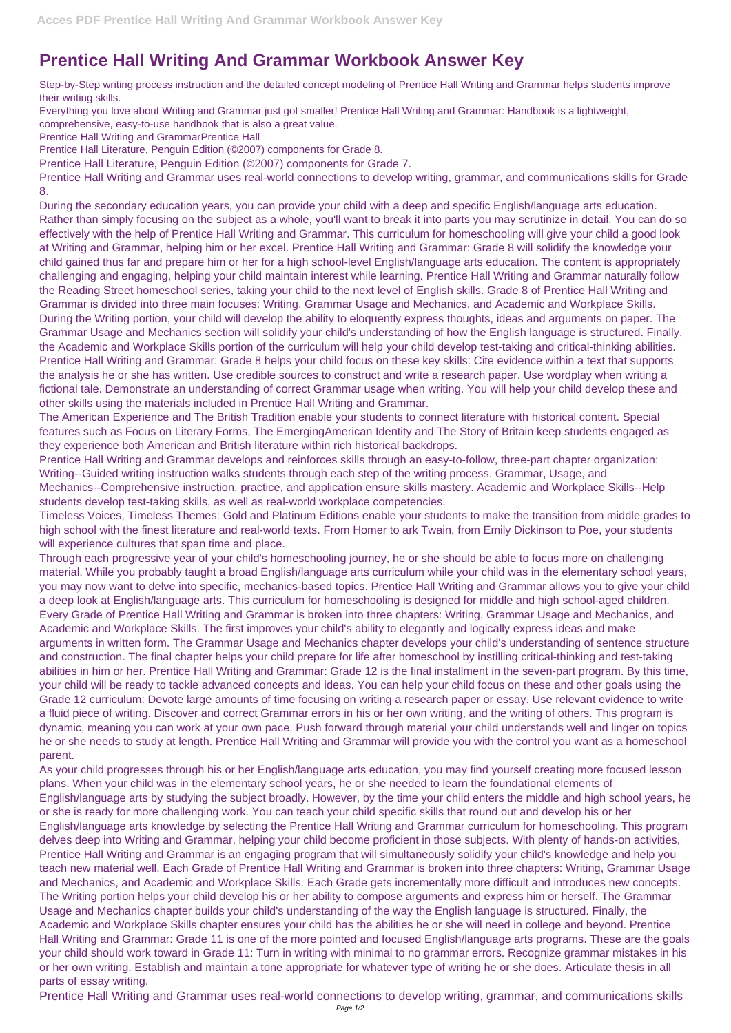# Prentice Hall Writing And Grammar Workbook Answer Key

Step-by-Step writing process instruction and the detailed concept modeling of Prentice Hall Writing and Grammar helps students improve their writing skills.

Everything you love about Writing and Grammar just got smaller! Prentice Hall Writing and Grammar: Handbook is a lightweight, comprehensive, easy-to-use handbook that is also a great value.

Prentice Hall Writing and GrammarPrentice Hall

Prentice Hall Literature, Penguin Edition (©2007) components for Grade 8.

Prentice Hall Literature, Penguin Edition (©2007) components for Grade 7.

Prentice Hall Writing and Grammar uses real-world connections to develop writing, grammar, and communications skills for Grade 8.

During the secondary education years, you can provide your child with a deep and specific English/language arts education. Rather than simply focusing on the subject as a whole, you'll want to break it into parts you may scrutinize in detail. You can do so effectively with the help of Prentice Hall Writing and Grammar. This curriculum for homeschooling will give your child a good look at Writing and Grammar, helping him or her excel. Prentice Hall Writing and Grammar: Grade 8 will solidify the knowledge your child gained thus far and prepare him or her for a high school-level English/language arts education. The content is appropriately challenging and engaging, helping your child maintain interest while learning. Prentice Hall Writing and Grammar naturally follow the Reading Street homeschool series, taking your child to the next level of English skills. Grade 8 of Prentice Hall Writing and Grammar is divided into three main focuses: Writing, Grammar Usage and Mechanics, and Academic and Workplace Skills. During the Writing portion, your child will develop the ability to eloquently express thoughts, ideas and arguments on paper. The Grammar Usage and Mechanics section will solidify your child's understanding of how the English language is structured. Finally, the Academic and Workplace Skills portion of the curriculum will help your child develop test-taking and critical-thinking abilities. Prentice Hall Writing and Grammar: Grade 8 helps your child focus on these key skills: Cite evidence within a text that supports the analysis he or she has written. Use credible sources to construct and write a research paper. Use wordplay when writing a fictional tale. Demonstrate an understanding of correct Grammar usage when writing. You will help your child develop these and other skills using the materials included in Prentice Hall Writing and Grammar.

The American Experience and The British Tradition enable your students to connect literature with historical content. Special features such as Focus on Literary Forms, The EmergingAmerican Identity and The Story of Britain keep students engaged as they experience both American and British literature within rich historical backdrops.

Prentice Hall Writing and Grammar develops and reinforces skills through an easy-to-follow, three-part chapter organization: Writing--Guided writing instruction walks students through each step of the writing process. Grammar, Usage, and Mechanics--Comprehensive instruction, practice, and application ensure skills mastery. Academic and Workplace Skills--Help students develop test-taking skills, as well as real-world workplace competencies.

Timeless Voices, Timeless Themes: Gold and Platinum Editions enable your students to make the transition from middle grades to high school with the finest literature and real-world texts. From Homer to ark Twain, from Emily Dickinson to Poe, your students will experience cultures that span time and place.

Through each progressive year of your child's homeschooling journey, he or she should be able to focus more on challenging material. While you probably taught a broad English/language arts curriculum while your child was in the elementary school years, you may now want to delve into specific, mechanics-based topics. Prentice Hall Writing and Grammar allows you to give your child a deep look at English/language arts. This curriculum for homeschooling is designed for middle and high school-aged children. Every Grade of Prentice Hall Writing and Grammar is broken into three chapters: Writing, Grammar Usage and Mechanics, and Academic and Workplace Skills. The first improves your child's ability to elegantly and logically express ideas and make arguments in written form. The Grammar Usage and Mechanics chapter develops your child's understanding of sentence structure and construction. The final chapter helps your child prepare for life after homeschool by instilling critical-thinking and test-taking abilities in him or her. Prentice Hall Writing and Grammar: Grade 12 is the final installment in the seven-part program. By this time, your child will be ready to tackle advanced concepts and ideas. You can help your child focus on these and other goals using the Grade 12 curriculum: Devote large amounts of time focusing on writing a research paper or essay. Use relevant evidence to write a fluid piece of writing. Discover and correct Grammar errors in his or her own writing, and the writing of others. This program is dynamic, meaning you can work at your own pace. Push forward through material your child understands well and linger on topics he or she needs to study at length. Prentice Hall Writing and Grammar will provide you with the control you want as a homeschool parent.

As your child progresses through his or her English/language arts education, you may find yourself creating more focused lesson plans. When your child was in the elementary school years, he or she needed to learn the foundational elements of English/language arts by studying the subject broadly. However, by the time your child enters the middle and high school years, he or she is ready for more challenging work. You can teach your child specific skills that round out and develop his or her English/language arts knowledge by selecting the Prentice Hall Writing and Grammar curriculum for homeschooling. This program delves deep into Writing and Grammar, helping your child become proficient in those subjects. With plenty of hands-on activities, Prentice Hall Writing and Grammar is an engaging program that will simultaneously solidify your child's knowledge and help you teach new material well. Each Grade of Prentice Hall Writing and Grammar is broken into three chapters: Writing, Grammar Usage and Mechanics, and Academic and Workplace Skills. Each Grade gets incrementally more difficult and introduces new concepts. The Writing portion helps your child develop his or her ability to compose arguments and express him or herself. The Grammar Usage and Mechanics chapter builds your child's understanding of the way the English language is structured. Finally, the Academic and Workplace Skills chapter ensures your child has the abilities he or she will need in college and beyond. Prentice Hall Writing and Grammar: Grade 11 is one of the more pointed and focused English/language arts programs. These are the goals your child should work toward in Grade 11: Turn in writing with minimal to no grammar errors. Recognize grammar mistakes in his or her own writing. Establish and maintain a tone appropriate for whatever type of writing he or she does. Articulate thesis in all parts of essay writing.

Prentice Hall Writing and Grammar uses real-world connections to develop writing, grammar, and communications skills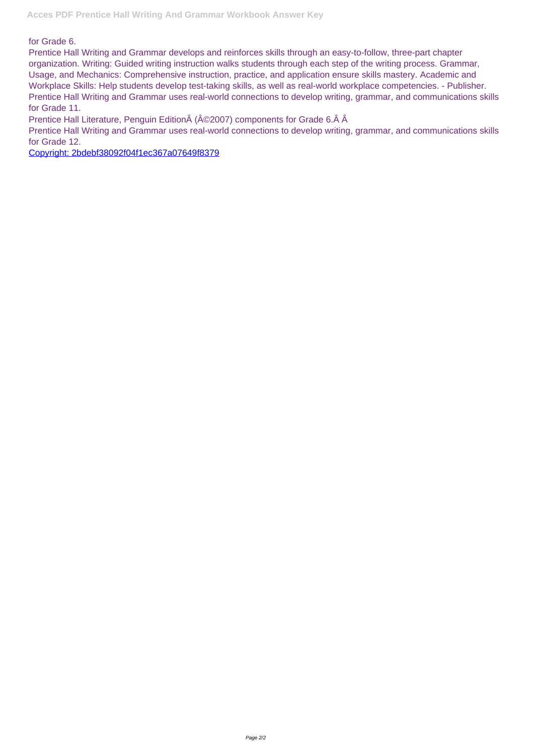for Grade 6.

Prentice Hall Writing and Grammar develops and reinforces skills through an easy-to-follow, three-part chapter organization. Writing: Guided writing instruction walks students through each step of the writing process. Grammar, Usage, and Mechanics: Comprehensive instruction, practice, and application ensure skills mastery. Academic and Workplace Skills: Help students develop test-taking skills, as well as real-world workplace competencies. - Publisher.

Prentice Hall Writing and Grammar uses real-world connections to develop writing, grammar, and communications skills for Grade 11.

Prentice Hall Literature, Penguin EditionÂ (Â©2007) components for Grade 6.Â Â

Prentice Hall Writing and Grammar uses real-world connections to develop writing, grammar, and communications skills for Grade 12.

Copyright: 2bdebf38092f04f1ec367a07649f8379